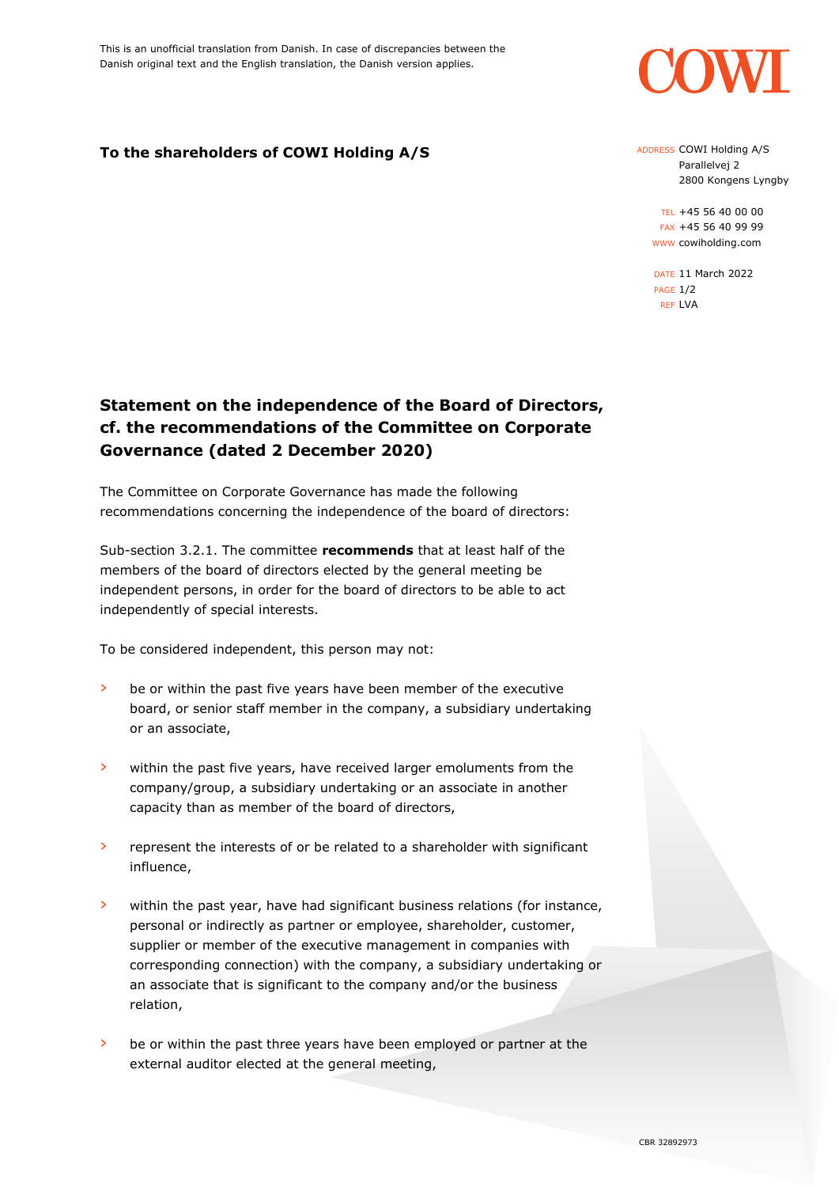This is an unofficial translation from Danish. In case of discrepancies between the Danish original text and the English translation, the Danish version applies.

**To the shareholders of COWI Holding A/S**

ADDRESS COWI Holding A/S
Parallelvej 2
2800 Kongens Lyngby

TEL +45 56 40 00 00
FAX +45 56 40 99 99
WWW cowiholding.com

DATE 11 March 2022
REF LVA

## Statement on the independence of the Board of Directors, cf. the recommendations of the Committee on Corporate Governance (dated 2 December 2020)

The Committee on Corporate Governance has made the following recommendations concerning the independence of the board of directors:

Sub-section 3.2.1. The committee **recommends** that at least half of the members of the board of directors elected by the general meeting be independent persons, in order for the board of directors to be able to act independently of special interests.

To be considered independent, this person may not:

- be or within the past five years have been member of the executive board, or senior staff member in the company, a subsidiary undertaking or an associate,
- within the past five years, have received larger emoluments from the company/group, a subsidiary undertaking or an associate in another capacity than as member of the board of directors,
- represent the interests of or be related to a shareholder with significant influence,
- within the past year, have had significant business relations (for instance, personal or indirectly as partner or employee, shareholder, customer, supplier or member of the executive management in companies with corresponding connection) with the company, a subsidiary undertaking or an associate that is significant to the company and/or the business relation,
- be or within the past three years have been employed or partner at the external auditor elected at the general meeting,

CBR 32892973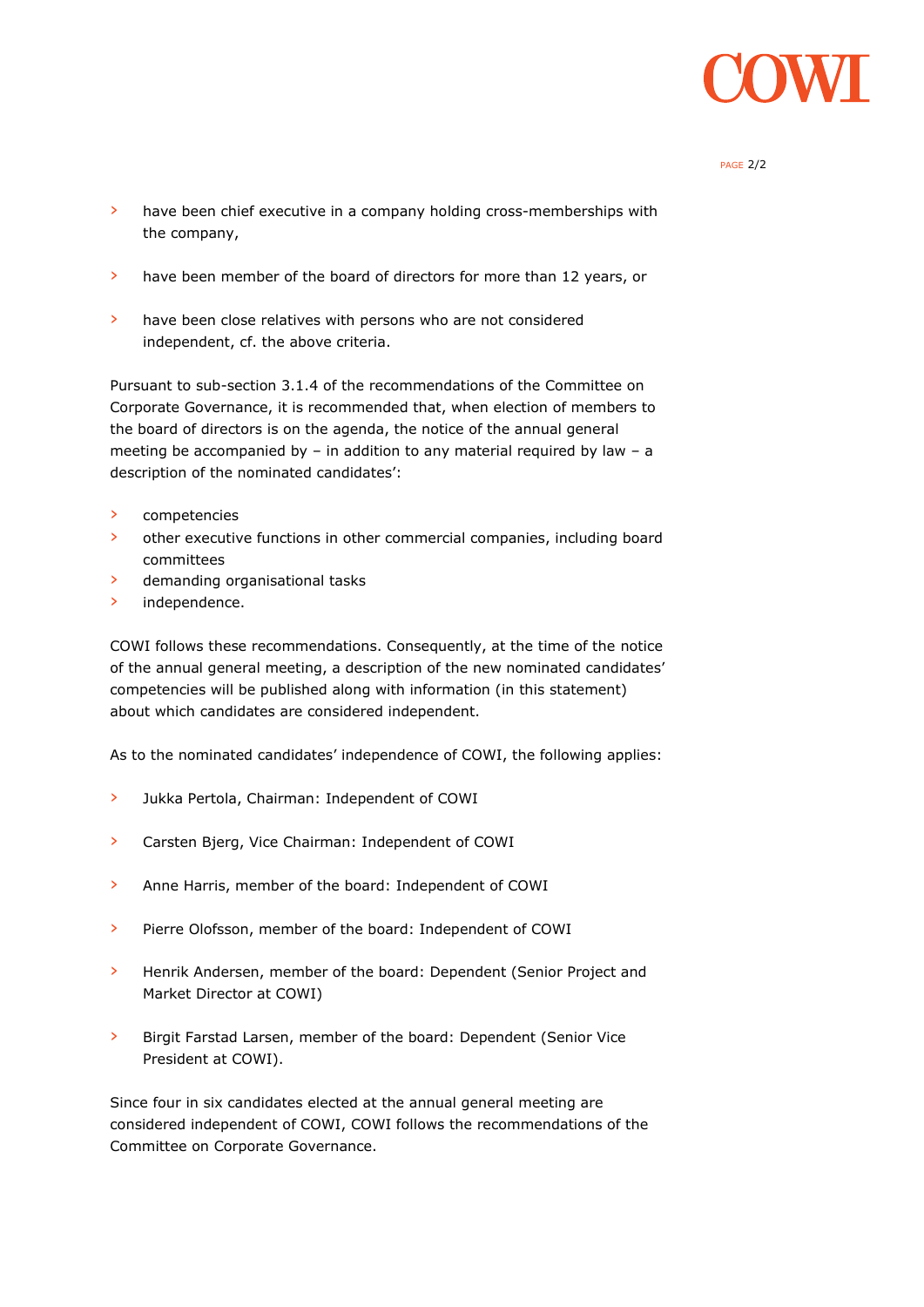- have been chief executive in a company holding cross-memberships with the company,

- have been member of the board of directors for more than 12 years, or

- have been close relatives with persons who are not considered independent, cf. the above criteria.

Pursuant to sub-section 3.1.4 of the recommendations of the Committee on Corporate Governance, it is recommended that, when election of members to the board of directors is on the agenda, the notice of the annual general meeting be accompanied by – in addition to any material required by law – a description of the nominated candidates':

- competencies
- other executive functions in other commercial companies, including board committees
- demanding organisational tasks
- independence.

COWI follows these recommendations. Consequently, at the time of the notice of the annual general meeting, a description of the new nominated candidates' competencies will be published along with information (in this statement) about which candidates are considered independent.

As to the nominated candidates' independence of COWI, the following applies:

- Jukka Pertola, Chairman: Independent of COWI

- Carsten Bjerg, Vice Chairman: Independent of COWI

- Anne Harris, member of the board: Independent of COWI

- Pierre Olofsson, member of the board: Independent of COWI

- Henrik Andersen, member of the board: Dependent (Senior Project and Market Director at COWI)

- Birgit Farstad Larsen, member of the board: Dependent (Senior Vice President at COWI).

Since four in six candidates elected at the annual general meeting are considered independent of COWI, COWI follows the recommendations of the Committee on Corporate Governance.